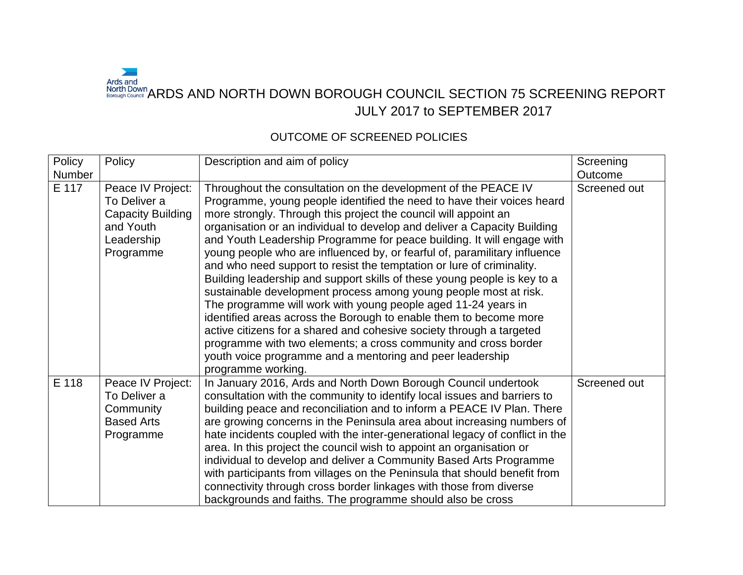# ARDS AND NORTH DOWN BOROUGH COUNCIL SECTION 75 SCREENING REPORT JULY 2017 to SEPTEMBER 2017

## OUTCOME OF SCREENED POLICIES

| Policy Number | Policy | Description and aim of policy | Screening Outcome |
|---|---|---|---|
| E 117 | Peace IV Project: To Deliver a Capacity Building and Youth Leadership Programme | Throughout the consultation on the development of the PEACE IV Programme, young people identified the need to have their voices heard more strongly. Through this project the council will appoint an organisation or an individual to develop and deliver a Capacity Building and Youth Leadership Programme for peace building. It will engage with young people who are influenced by, or fearful of, paramilitary influence and who need support to resist the temptation or lure of criminality. Building leadership and support skills of these young people is key to a sustainable development process among young people most at risk. The programme will work with young people aged 11-24 years in identified areas across the Borough to enable them to become more active citizens for a shared and cohesive society through a targeted programme with two elements; a cross community and cross border youth voice programme and a mentoring and peer leadership programme working. | Screened out |
| E 118 | Peace IV Project: To Deliver a Community Based Arts Programme | In January 2016, Ards and North Down Borough Council undertook consultation with the community to identify local issues and barriers to building peace and reconciliation and to inform a PEACE IV Plan. There are growing concerns in the Peninsula area about increasing numbers of hate incidents coupled with the inter-generational legacy of conflict in the area. In this project the council wish to appoint an organisation or individual to develop and deliver a Community Based Arts Programme with participants from villages on the Peninsula that should benefit from connectivity through cross border linkages with those from diverse backgrounds and faiths. The programme should also be cross | Screened out |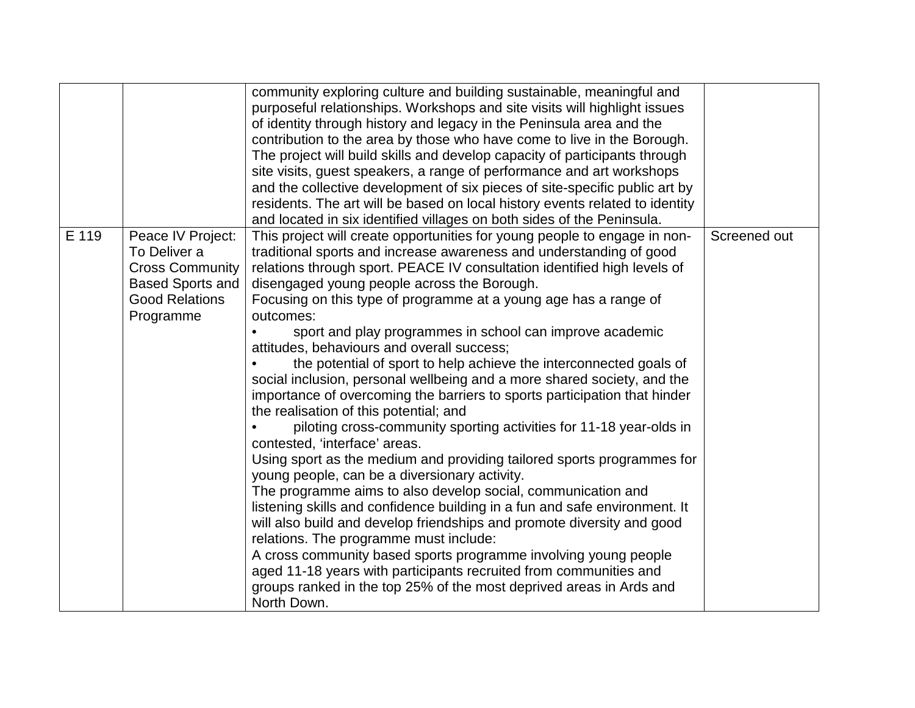| | | | |
|---|---|---|---|
| | | community exploring culture and building sustainable, meaningful and purposeful relationships. Workshops and site visits will highlight issues of identity through history and legacy in the Peninsula area and the contribution to the area by those who have come to live in the Borough. The project will build skills and develop capacity of participants through site visits, guest speakers, a range of performance and art workshops and the collective development of six pieces of site-specific public art by residents. The art will be based on local history events related to identity and located in six identified villages on both sides of the Peninsula. | |
| E 119 | Peace IV Project: To Deliver a Cross Community Based Sports and Good Relations Programme | This project will create opportunities for young people to engage in non-traditional sports and increase awareness and understanding of good relations through sport. PEACE IV consultation identified high levels of disengaged young people across the Borough.<br>Focusing on this type of programme at a young age has a range of outcomes:<br>• sport and play programmes in school can improve academic attitudes, behaviours and overall success;<br>• the potential of sport to help achieve the interconnected goals of social inclusion, personal wellbeing and a more shared society, and the importance of overcoming the barriers to sports participation that hinder the realisation of this potential; and<br>• piloting cross-community sporting activities for 11-18 year-olds in contested, 'interface' areas.<br>Using sport as the medium and providing tailored sports programmes for young people, can be a diversionary activity.<br>The programme aims to also develop social, communication and listening skills and confidence building in a fun and safe environment. It will also build and develop friendships and promote diversity and good relations. The programme must include:<br>A cross community based sports programme involving young people aged 11-18 years with participants recruited from communities and groups ranked in the top 25% of the most deprived areas in Ards and North Down. | Screened out |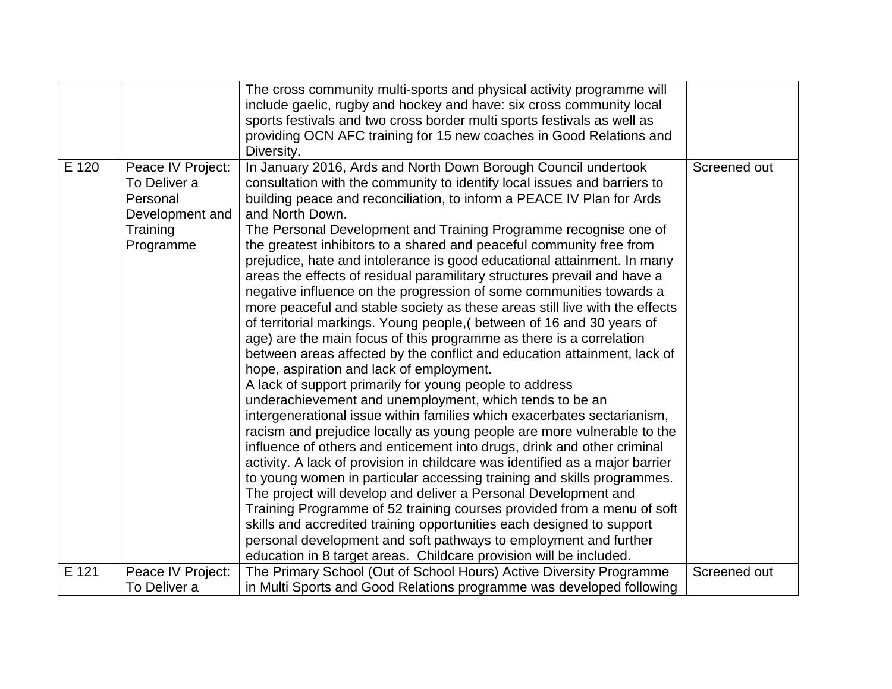| | | | |
|---|---|---|---|
| | | The cross community multi-sports and physical activity programme will include gaelic, rugby and hockey and have: six cross community local sports festivals and two cross border multi sports festivals as well as providing OCN AFC training for 15 new coaches in Good Relations and Diversity. | |
| E 120 | Peace IV Project: To Deliver a Personal Development and Training Programme | In January 2016, Ards and North Down Borough Council undertook consultation with the community to identify local issues and barriers to building peace and reconciliation, to inform a PEACE IV Plan for Ards and North Down.<br>The Personal Development and Training Programme recognise one of the greatest inhibitors to a shared and peaceful community free from prejudice, hate and intolerance is good educational attainment. In many areas the effects of residual paramilitary structures prevail and have a negative influence on the progression of some communities towards a more peaceful and stable society as these areas still live with the effects of territorial markings. Young people,( between of 16 and 30 years of age) are the main focus of this programme as there is a correlation between areas affected by the conflict and education attainment, lack of hope, aspiration and lack of employment.<br>A lack of support primarily for young people to address underachievement and unemployment, which tends to be an intergenerational issue within families which exacerbates sectarianism, racism and prejudice locally as young people are more vulnerable to the influence of others and enticement into drugs, drink and other criminal activity. A lack of provision in childcare was identified as a major barrier to young women in particular accessing training and skills programmes.<br>The project will develop and deliver a Personal Development and Training Programme of 52 training courses provided from a menu of soft skills and accredited training opportunities each designed to support personal development and soft pathways to employment and further education in 8 target areas. Childcare provision will be included. | Screened out |
| E 121 | Peace IV Project: To Deliver a | The Primary School (Out of School Hours) Active Diversity Programme in Multi Sports and Good Relations programme was developed following | Screened out |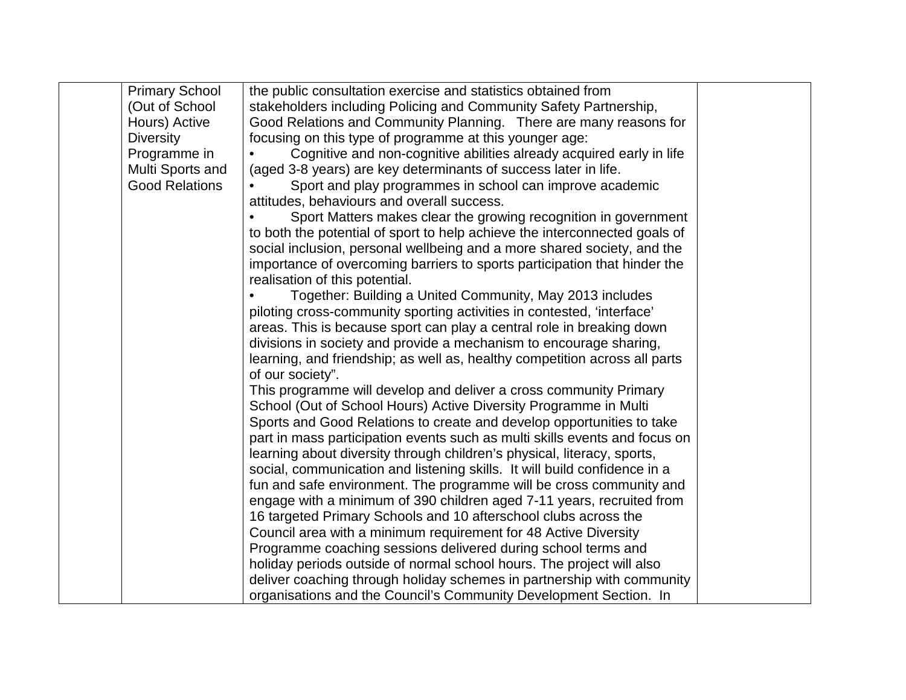|  | Primary School (Out of School Hours) Active Diversity Programme in Multi Sports and Good Relations | the public consultation exercise and statistics obtained from stakeholders including Policing and Community Safety Partnership, Good Relations and Community Planning. There are many reasons for focusing on this type of programme at this younger age:<br>• Cognitive and non-cognitive abilities already acquired early in life (aged 3-8 years) are key determinants of success later in life.<br>• Sport and play programmes in school can improve academic attitudes, behaviours and overall success.<br>• Sport Matters makes clear the growing recognition in government to both the potential of sport to help achieve the interconnected goals of social inclusion, personal wellbeing and a more shared society, and the importance of overcoming barriers to sports participation that hinder the realisation of this potential.<br>• Together: Building a United Community, May 2013 includes piloting cross-community sporting activities in contested, 'interface' areas. This is because sport can play a central role in breaking down divisions in society and provide a mechanism to encourage sharing, learning, and friendship; as well as, healthy competition across all parts of our society".<br>This programme will develop and deliver a cross community Primary School (Out of School Hours) Active Diversity Programme in Multi Sports and Good Relations to create and develop opportunities to take part in mass participation events such as multi skills events and focus on learning about diversity through children's physical, literacy, sports, social, communication and listening skills. It will build confidence in a fun and safe environment. The programme will be cross community and engage with a minimum of 390 children aged 7-11 years, recruited from 16 targeted Primary Schools and 10 afterschool clubs across the Council area with a minimum requirement for 48 Active Diversity Programme coaching sessions delivered during school terms and holiday periods outside of normal school hours. The project will also deliver coaching through holiday schemes in partnership with community organisations and the Council's Community Development Section. In |  |
|---|---|---|---|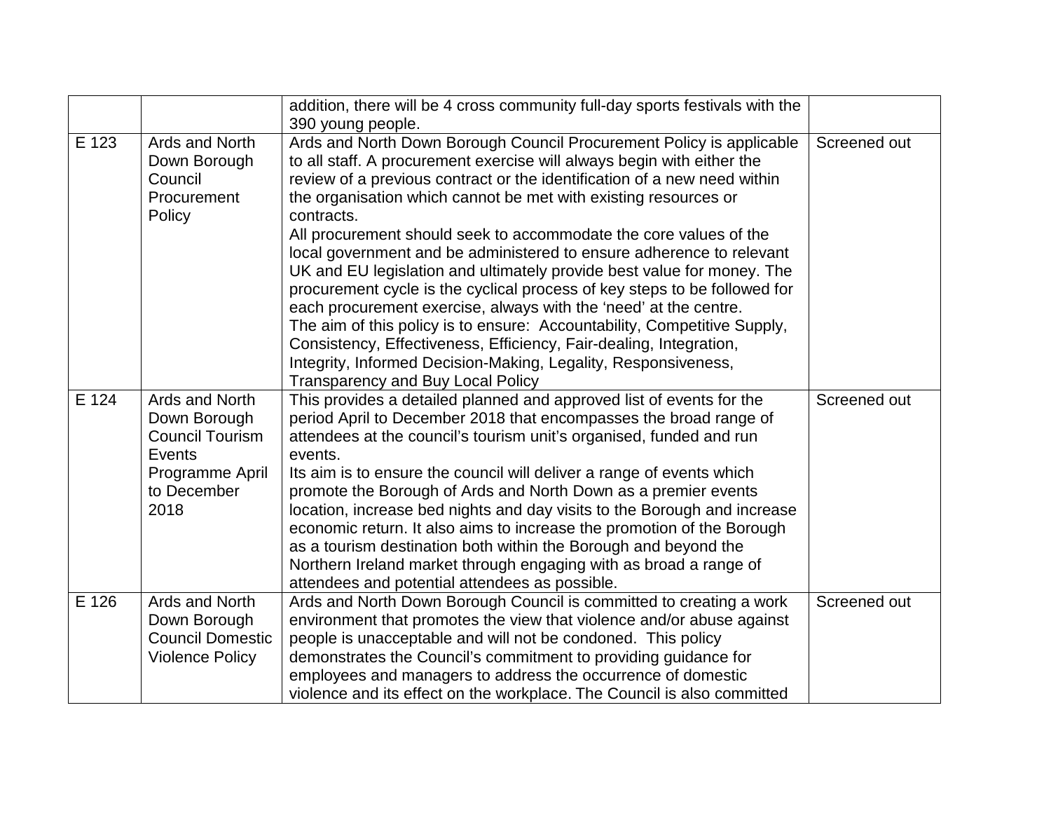|  |  |  |  |
|---|---|---|---|
|  |  | addition, there will be 4 cross community full-day sports festivals with the 390 young people. |  |
| E 123 | Ards and North Down Borough Council Procurement Policy | Ards and North Down Borough Council Procurement Policy is applicable to all staff. A procurement exercise will always begin with either the review of a previous contract or the identification of a new need within the organisation which cannot be met with existing resources or contracts.<br>All procurement should seek to accommodate the core values of the local government and be administered to ensure adherence to relevant UK and EU legislation and ultimately provide best value for money. The procurement cycle is the cyclical process of key steps to be followed for each procurement exercise, always with the 'need' at the centre.<br>The aim of this policy is to ensure: Accountability, Competitive Supply, Consistency, Effectiveness, Efficiency, Fair-dealing, Integration, Integrity, Informed Decision-Making, Legality, Responsiveness, Transparency and Buy Local Policy | Screened out |
| E 124 | Ards and North Down Borough Council Tourism Events Programme April to December 2018 | This provides a detailed planned and approved list of events for the period April to December 2018 that encompasses the broad range of attendees at the council's tourism unit's organised, funded and run events.<br>Its aim is to ensure the council will deliver a range of events which promote the Borough of Ards and North Down as a premier events location, increase bed nights and day visits to the Borough and increase economic return. It also aims to increase the promotion of the Borough as a tourism destination both within the Borough and beyond the Northern Ireland market through engaging with as broad a range of attendees and potential attendees as possible. | Screened out |
| E 126 | Ards and North Down Borough Council Domestic Violence Policy | Ards and North Down Borough Council is committed to creating a work environment that promotes the view that violence and/or abuse against people is unacceptable and will not be condoned. This policy demonstrates the Council's commitment to providing guidance for employees and managers to address the occurrence of domestic violence and its effect on the workplace. The Council is also committed | Screened out |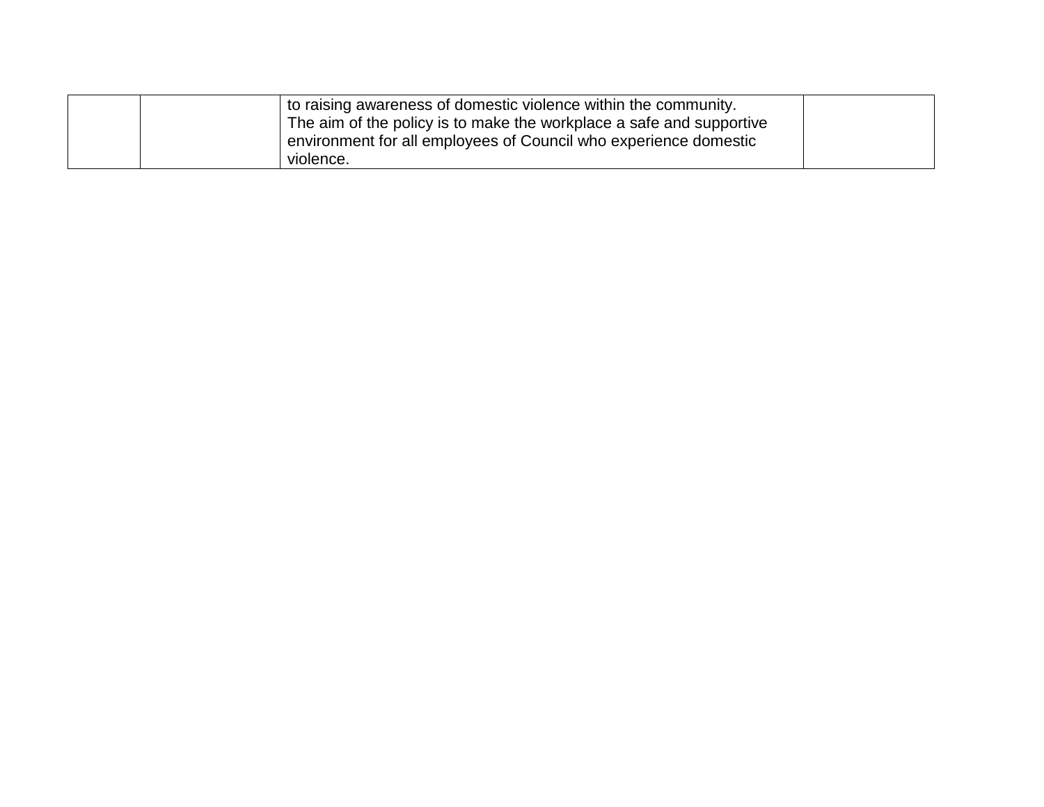| | | | |
|---|---|---|---|
| | | to raising awareness of domestic violence within the community.<br>The aim of the policy is to make the workplace a safe and supportive environment for all employees of Council who experience domestic violence. | |